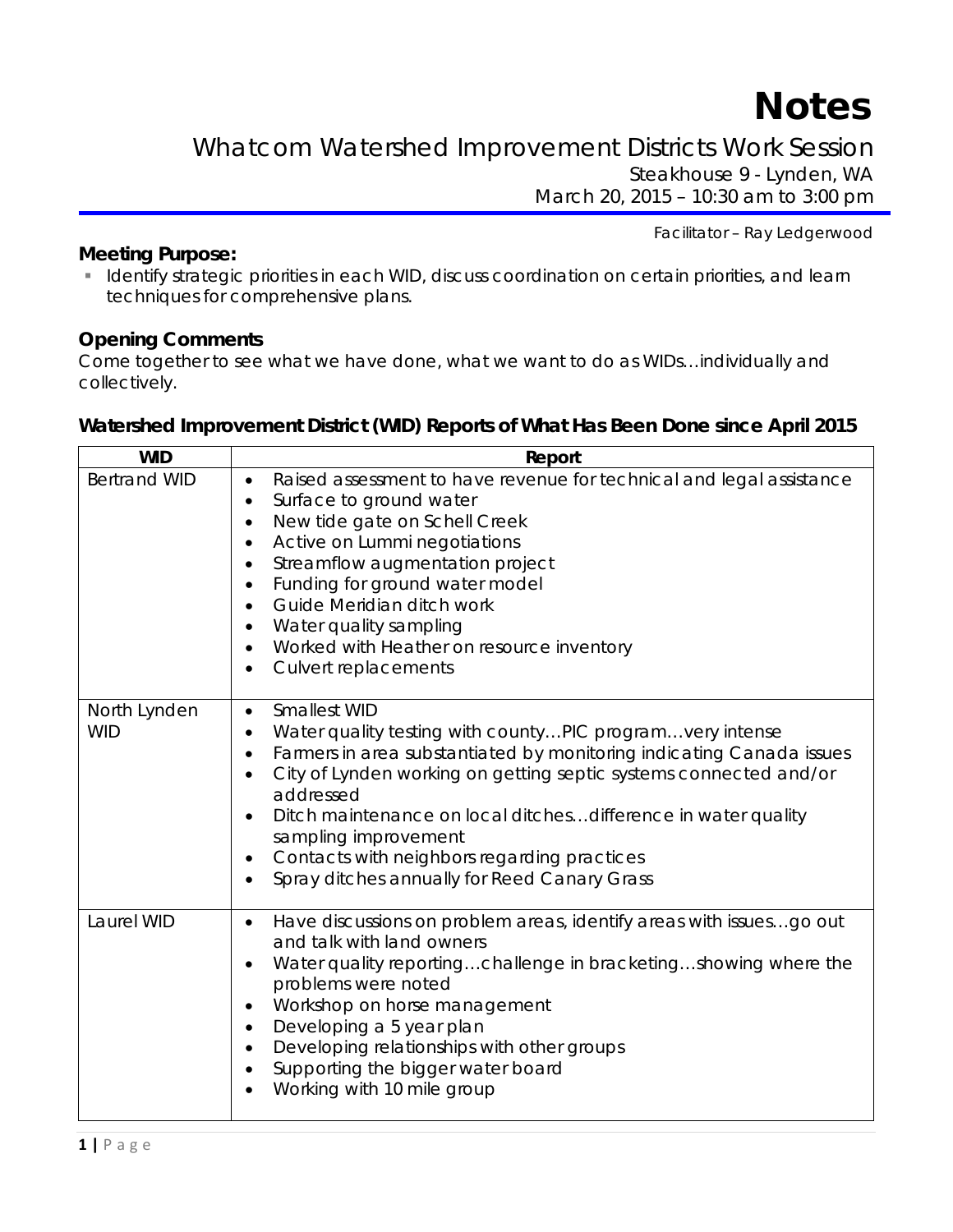# Notes

## Whatcom Watershed Improvement Districts Work Session

Steakhouse 9 - Lynden, WA
March 20, 2015 – 10:30 am to 3:00 pm

*Facilitator – Ray Ledgerwood*

### Meeting Purpose:

- Identify strategic priorities in each WID, discuss coordination on certain priorities, and learn techniques for comprehensive plans.

### Opening Comments

Come together to see what we have done, what we want to do as WIDs…individually and collectively.

### Watershed Improvement District (WID) Reports of What Has Been Done since April 2015

| WID | Report |
|---|---|
| Bertrand WID | • Raised assessment to have revenue for technical and legal assistance<br>• Surface to ground water<br>• New tide gate on Schell Creek<br>• Active on Lummi negotiations<br>• Streamflow augmentation project<br>• Funding for ground water model<br>• Guide Meridian ditch work<br>• Water quality sampling<br>• Worked with Heather on resource inventory<br>• Culvert replacements |
| North Lynden WID | • Smallest WID<br>• Water quality testing with county…PIC program…very intense<br>• Farmers in area substantiated by monitoring indicating Canada issues<br>• City of Lynden working on getting septic systems connected and/or addressed<br>• Ditch maintenance on local ditches…difference in water quality sampling improvement<br>• Contacts with neighbors regarding practices<br>• Spray ditches annually for Reed Canary Grass |
| Laurel WID | • Have discussions on problem areas, identify areas with issues…go out and talk with land owners<br>• Water quality reporting…challenge in bracketing…showing where the problems were noted<br>• Workshop on horse management<br>• Developing a 5 year plan<br>• Developing relationships with other groups<br>• Supporting the bigger water board<br>• Working with 10 mile group |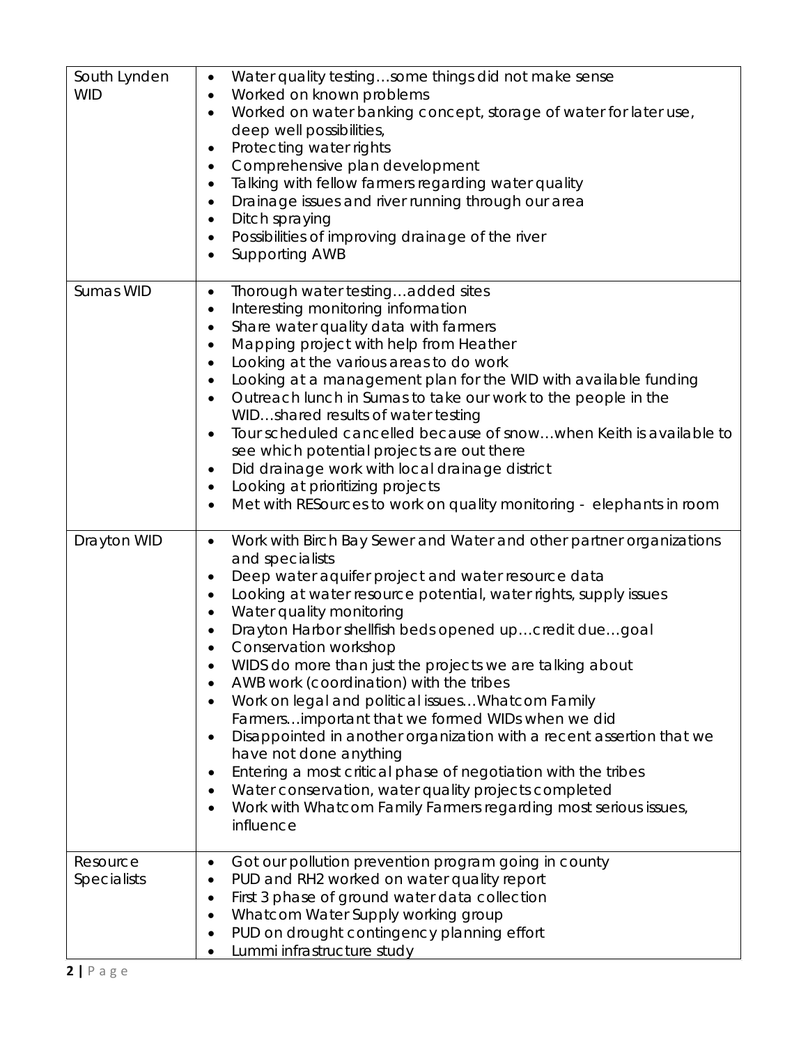| | |
|---|---|
| South Lynden WID | • Water quality testing…some things did not make sense<br>• Worked on known problems<br>• Worked on water banking concept, storage of water for later use, deep well possibilities,<br>• Protecting water rights<br>• Comprehensive plan development<br>• Talking with fellow farmers regarding water quality<br>• Drainage issues and river running through our area<br>• Ditch spraying<br>• Possibilities of improving drainage of the river<br>• Supporting AWB |
| Sumas WID | • Thorough water testing…added sites<br>• Interesting monitoring information<br>• Share water quality data with farmers<br>• Mapping project with help from Heather<br>• Looking at the various areas to do work<br>• Looking at a management plan for the WID with available funding<br>• Outreach lunch in Sumas to take our work to the people in the WID…shared results of water testing<br>• Tour scheduled cancelled because of snow…when Keith is available to see which potential projects are out there<br>• Did drainage work with local drainage district<br>• Looking at prioritizing projects<br>• Met with RESources to work on quality monitoring - elephants in room |
| Drayton WID | • Work with Birch Bay Sewer and Water and other partner organizations and specialists<br>• Deep water aquifer project and water resource data<br>• Looking at water resource potential, water rights, supply issues<br>• Water quality monitoring<br>• Drayton Harbor shellfish beds opened up…credit due…goal<br>• Conservation workshop<br>• WIDS do more than just the projects we are talking about<br>• AWB work (coordination) with the tribes<br>• Work on legal and political issues…Whatcom Family Farmers…important that we formed WIDs when we did<br>• Disappointed in another organization with a recent assertion that we have not done anything<br>• Entering a most critical phase of negotiation with the tribes<br>• Water conservation, water quality projects completed<br>• Work with Whatcom Family Farmers regarding most serious issues, influence |
| Resource Specialists | • Got our pollution prevention program going in county<br>• PUD and RH2 worked on water quality report<br>• First 3 phase of ground water data collection<br>• Whatcom Water Supply working group<br>• PUD on drought contingency planning effort<br>• Lummi infrastructure study |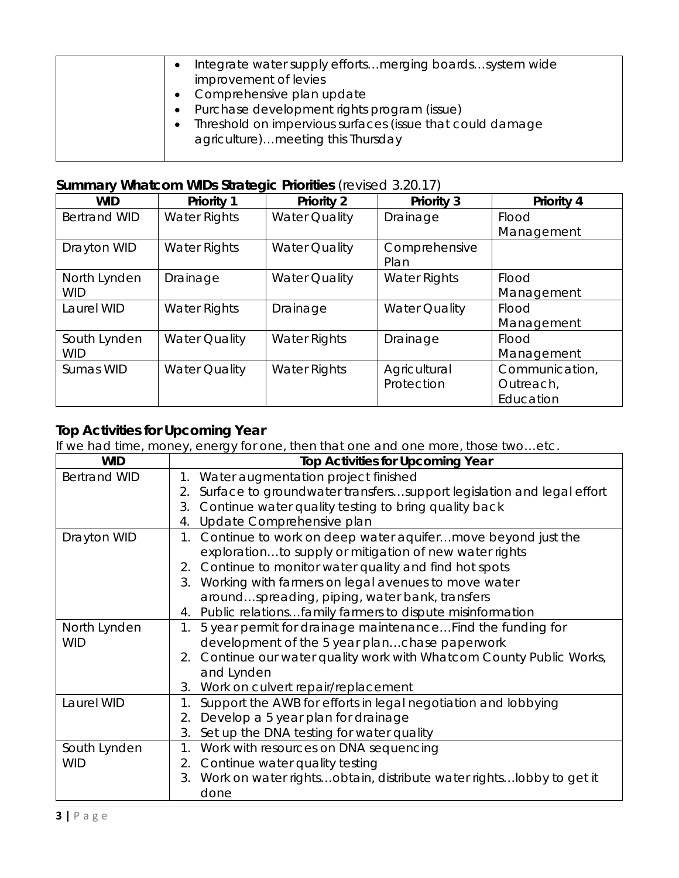| | |
|---|---|
| | • Integrate water supply efforts…merging boards…system wide improvement of levies<br>• Comprehensive plan update<br>• Purchase development rights program (issue)<br>• Threshold on impervious surfaces (issue that could damage agriculture)…meeting this Thursday |

## Summary Whatcom WIDs Strategic Priorities (revised 3.20.17)

| WID | Priority 1 | Priority 2 | Priority 3 | Priority 4 |
|---|---|---|---|---|
| Bertrand WID | Water Rights | Water Quality | Drainage | Flood Management |
| Drayton WID | Water Rights | Water Quality | Comprehensive Plan | |
| North Lynden WID | Drainage | Water Quality | Water Rights | Flood Management |
| Laurel WID | Water Rights | Drainage | Water Quality | Flood Management |
| South Lynden WID | Water Quality | Water Rights | Drainage | Flood Management |
| Sumas WID | Water Quality | Water Rights | Agricultural Protection | Communication, Outreach, Education |

## Top Activities for Upcoming Year

If we had time, money, energy for one, then that one and one more, those two…etc.

| WID | Top Activities for Upcoming Year |
|---|---|
| Bertrand WID | 1. Water augmentation project finished<br>2. Surface to groundwater transfers…support legislation and legal effort<br>3. Continue water quality testing to bring quality back<br>4. Update Comprehensive plan |
| Drayton WID | 1. Continue to work on deep water aquifer…move beyond just the exploration…to supply or mitigation of new water rights<br>2. Continue to monitor water quality and find hot spots<br>3. Working with farmers on legal avenues to move water around…spreading, piping, water bank, transfers<br>4. Public relations…family farmers to dispute misinformation |
| North Lynden WID | 1. 5 year permit for drainage maintenance…Find the funding for development of the 5 year plan…chase paperwork<br>2. Continue our water quality work with Whatcom County Public Works, and Lynden<br>3. Work on culvert repair/replacement |
| Laurel WID | 1. Support the AWB for efforts in legal negotiation and lobbying<br>2. Develop a 5 year plan for drainage<br>3. Set up the DNA testing for water quality |
| South Lynden WID | 1. Work with resources on DNA sequencing<br>2. Continue water quality testing<br>3. Work on water rights…obtain, distribute water rights…lobby to get it done |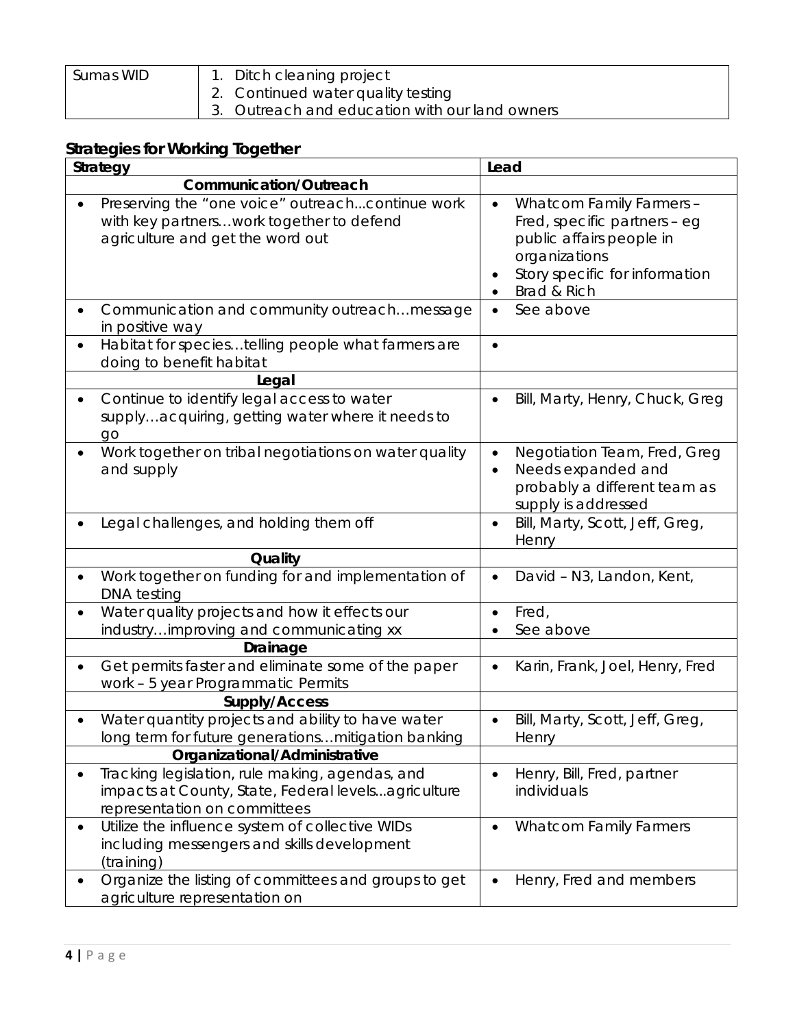| Sumas WID | 1. Ditch cleaning project<br>2. Continued water quality testing<br>3. Outreach and education with our land owners |
|---|---|

## Strategies for Working Together

| Strategy | Lead |
|---|---|
| **Communication/Outreach** | |
| • Preserving the "one voice" outreach...continue work with key partners…work together to defend agriculture and get the word out | • Whatcom Family Farmers – Fred, specific partners – eg public affairs people in organizations<br>• Story specific for information<br>• Brad & Rich |
| • Communication and community outreach…message in positive way | • See above |
| • Habitat for species…telling people what farmers are doing to benefit habitat | • |
| **Legal** | |
| • Continue to identify legal access to water supply…acquiring, getting water where it needs to go | • Bill, Marty, Henry, Chuck, Greg |
| • Work together on tribal negotiations on water quality and supply | • Negotiation Team, Fred, Greg<br>• Needs expanded and probably a different team as supply is addressed |
| • Legal challenges, and holding them off | • Bill, Marty, Scott, Jeff, Greg, Henry |
| **Quality** | |
| • Work together on funding for and implementation of DNA testing | • David – N3, Landon, Kent, |
| • Water quality projects and how it effects our industry…improving and communicating xx | • Fred,<br>• See above |
| **Drainage** | |
| • Get permits faster and eliminate some of the paper work – 5 year Programmatic Permits | • Karin, Frank, Joel, Henry, Fred |
| **Supply/Access** | |
| • Water quantity projects and ability to have water long term for future generations…mitigation banking | • Bill, Marty, Scott, Jeff, Greg, Henry |
| **Organizational/Administrative** | |
| • Tracking legislation, rule making, agendas, and impacts at County, State, Federal levels...agriculture representation on committees | • Henry, Bill, Fred, partner individuals |
| • Utilize the influence system of collective WIDs including messengers and skills development (training) | • Whatcom Family Farmers |
| • Organize the listing of committees and groups to get agriculture representation on | • Henry, Fred and members |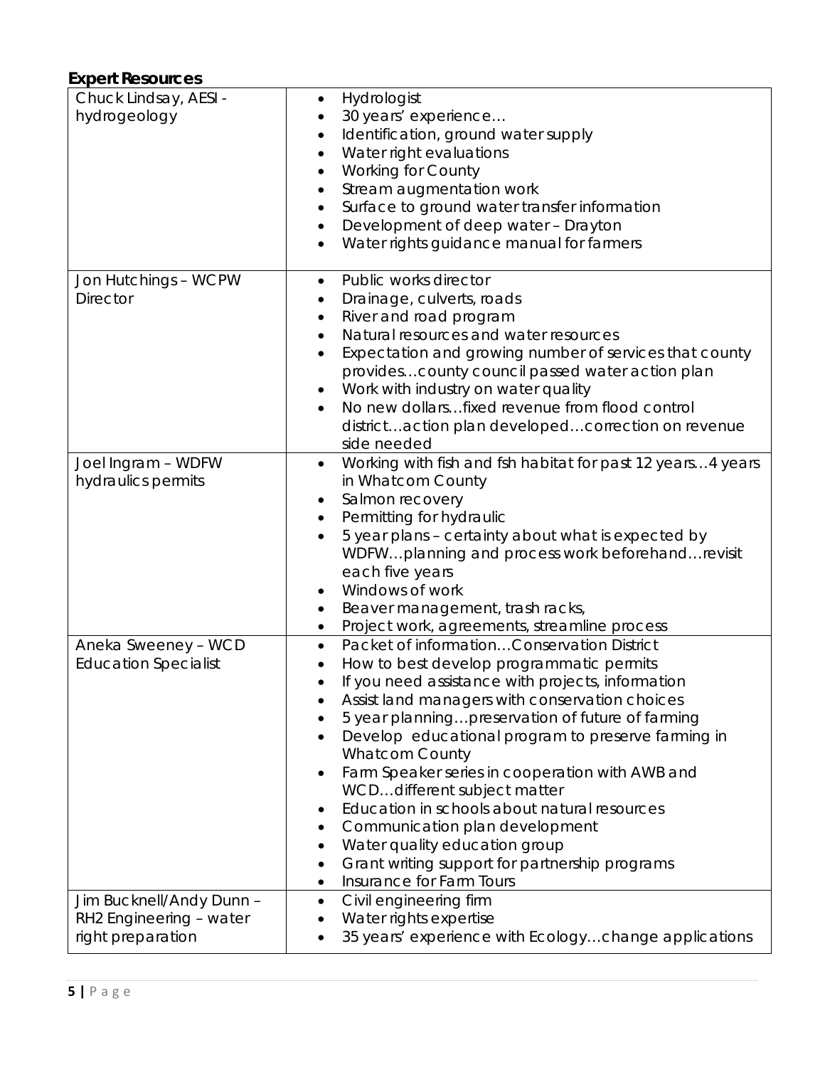**Expert Resources**

| | |
|---|---|
| Chuck Lindsay, AESI - hydrogeology | • Hydrologist<br>• 30 years' experience…<br>• Identification, ground water supply<br>• Water right evaluations<br>• Working for County<br>• Stream augmentation work<br>• Surface to ground water transfer information<br>• Development of deep water – Drayton<br>• Water rights guidance manual for farmers |
| Jon Hutchings – WCPW Director | • Public works director<br>• Drainage, culverts, roads<br>• River and road program<br>• Natural resources and water resources<br>• Expectation and growing number of services that county provides…county council passed water action plan<br>• Work with industry on water quality<br>• No new dollars…fixed revenue from flood control district…action plan developed…correction on revenue side needed |
| Joel Ingram – WDFW hydraulics permits | • Working with fish and fsh habitat for past 12 years…4 years in Whatcom County<br>• Salmon recovery<br>• Permitting for hydraulic<br>• 5 year plans – certainty about what is expected by WDFW…planning and process work beforehand…revisit each five years<br>• Windows of work<br>• Beaver management, trash racks,<br>• Project work, agreements, streamline process |
| Aneka Sweeney – WCD Education Specialist | • Packet of information…Conservation District<br>• How to best develop programmatic permits<br>• If you need assistance with projects, information<br>• Assist land managers with conservation choices<br>• 5 year planning…preservation of future of farming<br>• Develop educational program to preserve farming in Whatcom County<br>• Farm Speaker series in cooperation with AWB and WCD…different subject matter<br>• Education in schools about natural resources<br>• Communication plan development<br>• Water quality education group<br>• Grant writing support for partnership programs<br>• Insurance for Farm Tours |
| Jim Bucknell/Andy Dunn – RH2 Engineering – water right preparation | • Civil engineering firm<br>• Water rights expertise<br>• 35 years' experience with Ecology…change applications |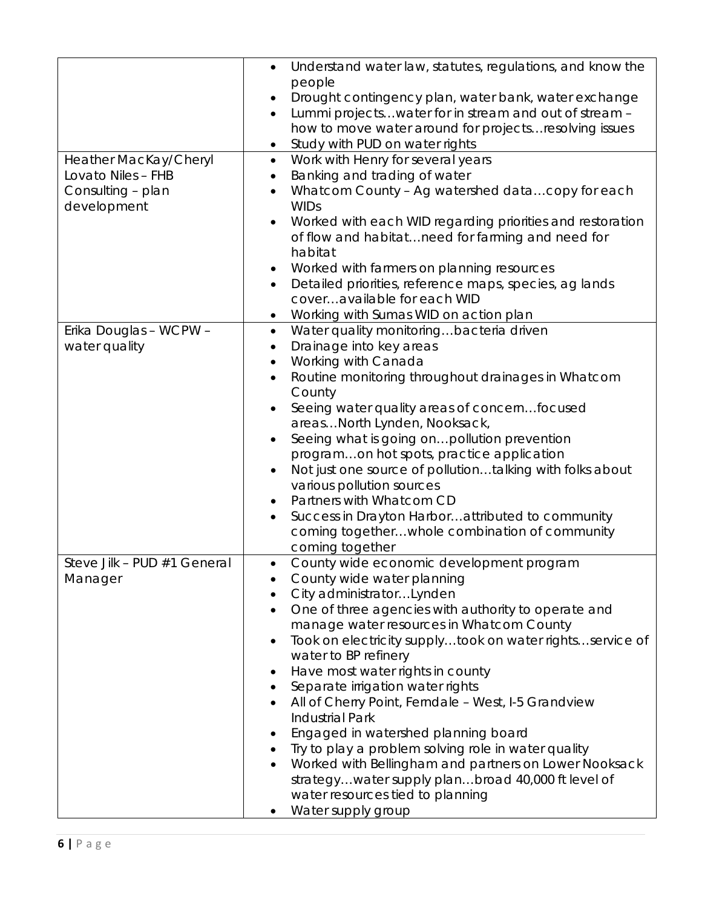| | |
|---|---|
| | • Understand water law, statutes, regulations, and know the people<br>• Drought contingency plan, water bank, water exchange<br>• Lummi projects…water for in stream and out of stream – how to move water around for projects…resolving issues<br>• Study with PUD on water rights |
| Heather MacKay/Cheryl Lovato Niles – FHB Consulting – plan development | • Work with Henry for several years<br>• Banking and trading of water<br>• Whatcom County – Ag watershed data…copy for each WIDs<br>• Worked with each WID regarding priorities and restoration of flow and habitat…need for farming and need for habitat<br>• Worked with farmers on planning resources<br>• Detailed priorities, reference maps, species, ag lands cover…available for each WID<br>• Working with Sumas WID on action plan |
| Erika Douglas – WCPW – water quality | • Water quality monitoring…bacteria driven<br>• Drainage into key areas<br>• Working with Canada<br>• Routine monitoring throughout drainages in Whatcom County<br>• Seeing water quality areas of concern…focused areas…North Lynden, Nooksack,<br>• Seeing what is going on…pollution prevention program…on hot spots, practice application<br>• Not just one source of pollution…talking with folks about various pollution sources<br>• Partners with Whatcom CD<br>• Success in Drayton Harbor…attributed to community coming together…whole combination of community coming together |
| Steve Jilk – PUD #1 General Manager | • County wide economic development program<br>• County wide water planning<br>• City administrator…Lynden<br>• One of three agencies with authority to operate and manage water resources in Whatcom County<br>• Took on electricity supply…took on water rights…service of water to BP refinery<br>• Have most water rights in county<br>• Separate irrigation water rights<br>• All of Cherry Point, Ferndale – West, I-5 Grandview Industrial Park<br>• Engaged in watershed planning board<br>• Try to play a problem solving role in water quality<br>• Worked with Bellingham and partners on Lower Nooksack strategy…water supply plan…broad 40,000 ft level of water resources tied to planning<br>• Water supply group |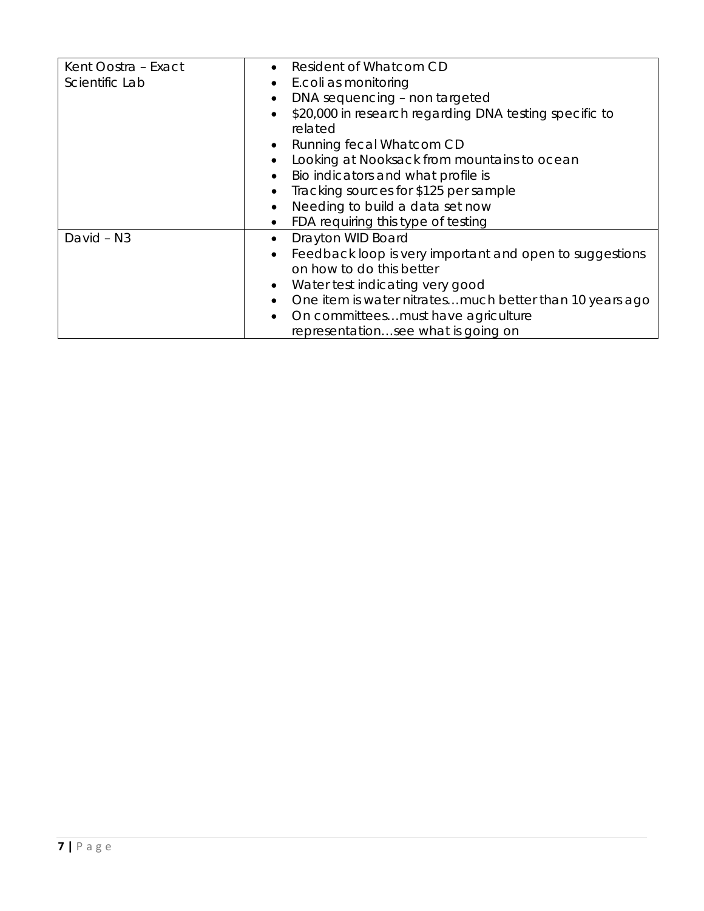| | |
|---|---|
| Kent Oostra – Exact Scientific Lab | • Resident of Whatcom CD<br>• E.coli as monitoring<br>• DNA sequencing – non targeted<br>• $20,000 in research regarding DNA testing specific to related<br>• Running fecal Whatcom CD<br>• Looking at Nooksack from mountains to ocean<br>• Bio indicators and what profile is<br>• Tracking sources for $125 per sample<br>• Needing to build a data set now<br>• FDA requiring this type of testing |
| David – N3 | • Drayton WID Board<br>• Feedback loop is very important and open to suggestions on how to do this better<br>• Water test indicating very good<br>• One item is water nitrates…much better than 10 years ago<br>• On committees…must have agriculture representation…see what is going on |